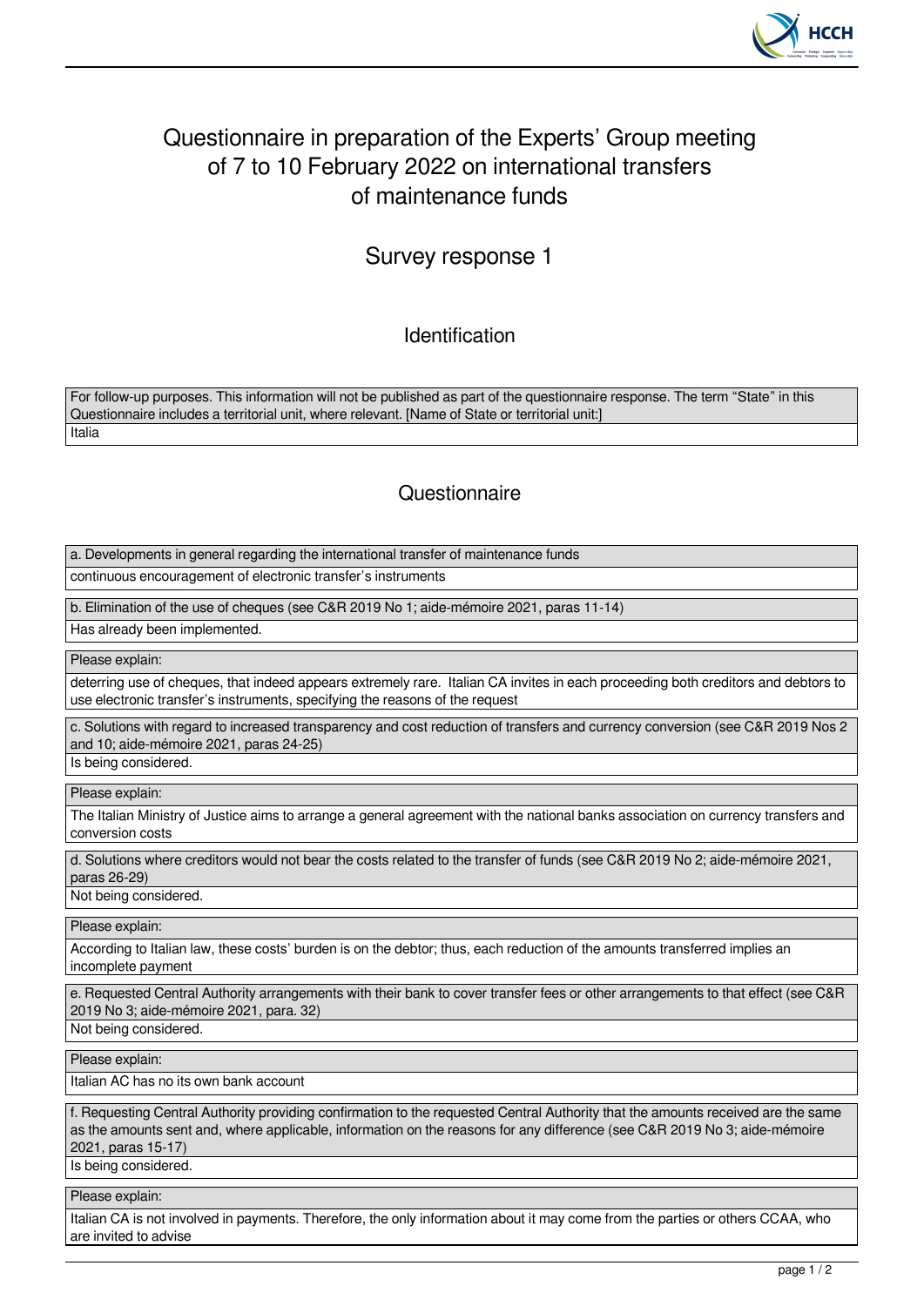# Questionnaire in preparation of the Experts' Group meeting of 7 to 10 February 2022 on international transfers of maintenance funds

## Survey response 1

### Identification

| |
|---|
| For follow-up purposes. This information will not be published as part of the questionnaire response. The term "State" in this Questionnaire includes a territorial unit, where relevant. [Name of State or territorial unit:] |
| Italia |

### Questionnaire

| |
|---|
| a. Developments in general regarding the international transfer of maintenance funds |
| continuous encouragement of electronic transfer's instruments |

| |
|---|
| b. Elimination of the use of cheques (see C&R 2019 No 1; aide-mémoire 2021, paras 11-14) |
| Has already been implemented. |

| |
|---|
| Please explain: |
| deterring use of cheques, that indeed appears extremely rare. Italian CA invites in each proceeding both creditors and debtors to use electronic transfer's instruments, specifying the reasons of the request |

| |
|---|
| c. Solutions with regard to increased transparency and cost reduction of transfers and currency conversion (see C&R 2019 Nos 2 and 10; aide-mémoire 2021, paras 24-25) |
| Is being considered. |

| |
|---|
| Please explain: |
| The Italian Ministry of Justice aims to arrange a general agreement with the national banks association on currency transfers and conversion costs |

| |
|---|
| d. Solutions where creditors would not bear the costs related to the transfer of funds (see C&R 2019 No 2; aide-mémoire 2021, paras 26-29) |
| Not being considered. |

| |
|---|
| Please explain: |
| According to Italian law, these costs' burden is on the debtor; thus, each reduction of the amounts transferred implies an incomplete payment |

| |
|---|
| e. Requested Central Authority arrangements with their bank to cover transfer fees or other arrangements to that effect (see C&R 2019 No 3; aide-mémoire 2021, para. 32) |
| Not being considered. |

| |
|---|
| Please explain: |
| Italian AC has no its own bank account |

| |
|---|
| f. Requesting Central Authority providing confirmation to the requested Central Authority that the amounts received are the same as the amounts sent and, where applicable, information on the reasons for any difference (see C&R 2019 No 3; aide-mémoire 2021, paras 15-17) |
| Is being considered. |

| |
|---|
| Please explain: |
| Italian CA is not involved in payments. Therefore, the only information about it may come from the parties or others CCAA, who are invited to advise |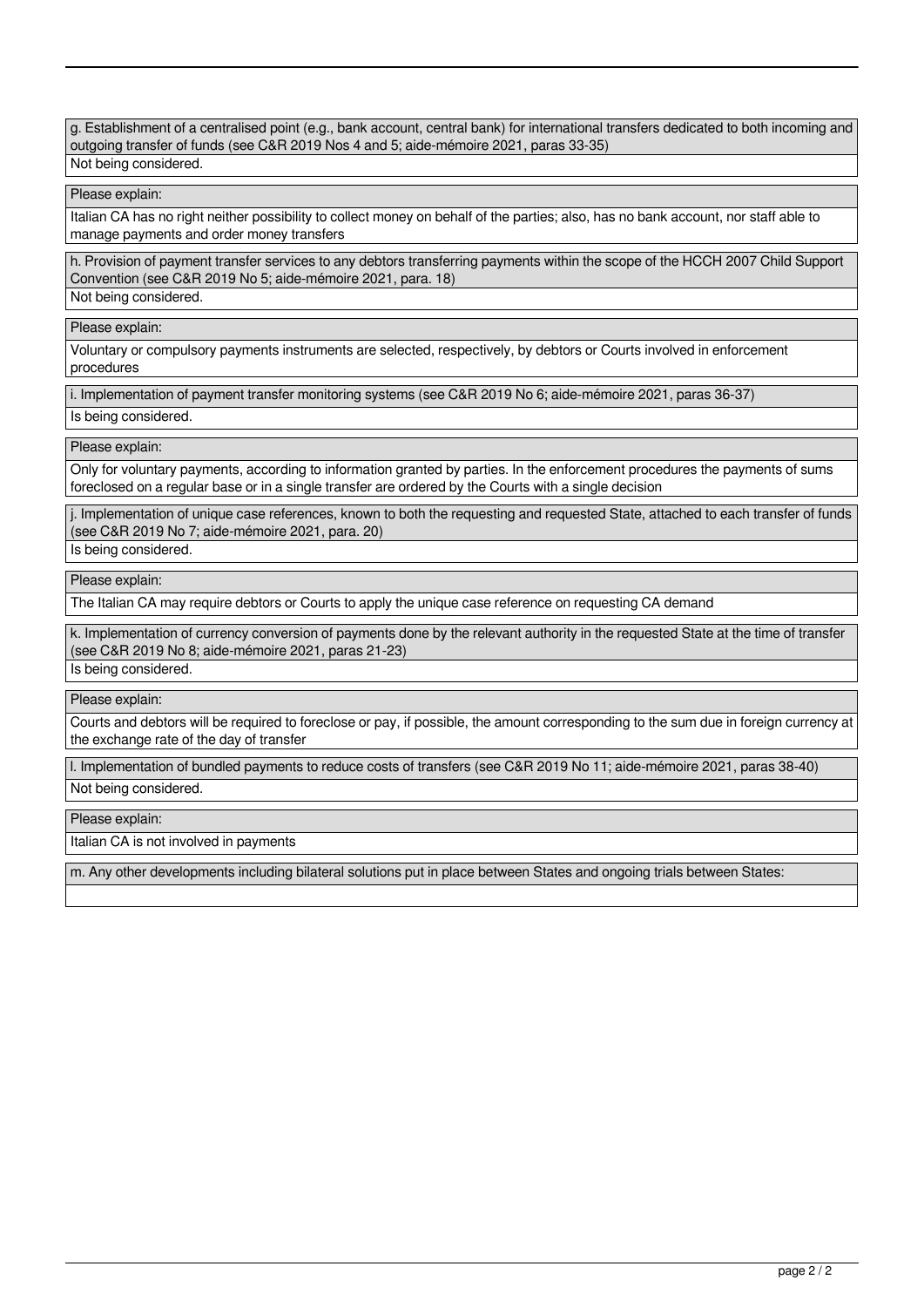g. Establishment of a centralised point (e.g., bank account, central bank) for international transfers dedicated to both incoming and outgoing transfer of funds (see C&R 2019 Nos 4 and 5; aide-mémoire 2021, paras 33-35)

Not being considered.

Please explain:

Italian CA has no right neither possibility to collect money on behalf of the parties; also, has no bank account, nor staff able to manage payments and order money transfers

h. Provision of payment transfer services to any debtors transferring payments within the scope of the HCCH 2007 Child Support Convention (see C&R 2019 No 5; aide-mémoire 2021, para. 18)

Not being considered.

Please explain:

Voluntary or compulsory payments instruments are selected, respectively, by debtors or Courts involved in enforcement procedures

i. Implementation of payment transfer monitoring systems (see C&R 2019 No 6; aide-mémoire 2021, paras 36-37)

Is being considered.

Please explain:

Only for voluntary payments, according to information granted by parties. In the enforcement procedures the payments of sums foreclosed on a regular base or in a single transfer are ordered by the Courts with a single decision

j. Implementation of unique case references, known to both the requesting and requested State, attached to each transfer of funds (see C&R 2019 No 7; aide-mémoire 2021, para. 20)

Is being considered.

Please explain:

The Italian CA may require debtors or Courts to apply the unique case reference on requesting CA demand

k. Implementation of currency conversion of payments done by the relevant authority in the requested State at the time of transfer (see C&R 2019 No 8; aide-mémoire 2021, paras 21-23)

Is being considered.

Please explain:

Courts and debtors will be required to foreclose or pay, if possible, the amount corresponding to the sum due in foreign currency at the exchange rate of the day of transfer

l. Implementation of bundled payments to reduce costs of transfers (see C&R 2019 No 11; aide-mémoire 2021, paras 38-40)

Not being considered.

Please explain:

Italian CA is not involved in payments

m. Any other developments including bilateral solutions put in place between States and ongoing trials between States: